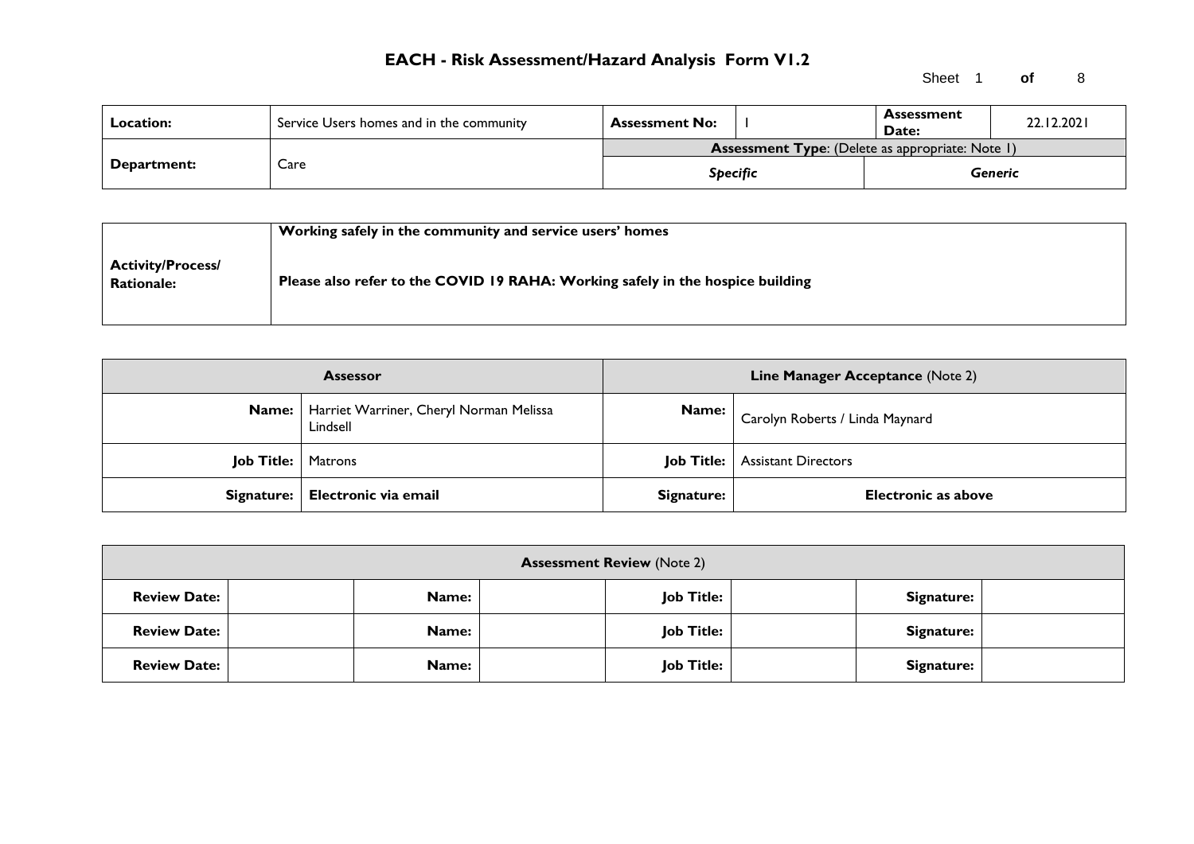# EACH - Risk Assessment/Hazard Analysis Form V1.2

| **Location:** | Service Users homes and in the community | **Assessment No:** | 1 | **Assessment Date:** | 22.12.2021 |
|---|---|---|---|---|---|
| **Department:** | Care | **Assessment Type**: (Delete as appropriate: Note 1) | | | |
| | | ***Specific*** | | ***Generic*** | |

| **Activity/Process/ Rationale:** | **Working safely in the community and service users' homes**<br><br>**Please also refer to the COVID 19 RAHA: Working safely in the hospice building** |
|---|---|

| **Assessor** | | **Line Manager Acceptance** (Note 2) | |
|---|---|---|---|
| **Name:** | Harriet Warriner, Cheryl Norman Melissa Lindsell | **Name:** | Carolyn Roberts / Linda Maynard |
| **Job Title:** | Matrons | **Job Title:** | Assistant Directors |
| **Signature:** | **Electronic via email** | **Signature:** | **Electronic as above** |

| **Assessment Review** (Note 2) | | | | | | | |
|---|---|---|---|---|---|---|---|
| **Review Date:** | | **Name:** | | **Job Title:** | | **Signature:** | |
| **Review Date:** | | **Name:** | | **Job Title:** | | **Signature:** | |
| **Review Date:** | | **Name:** | | **Job Title:** | | **Signature:** | |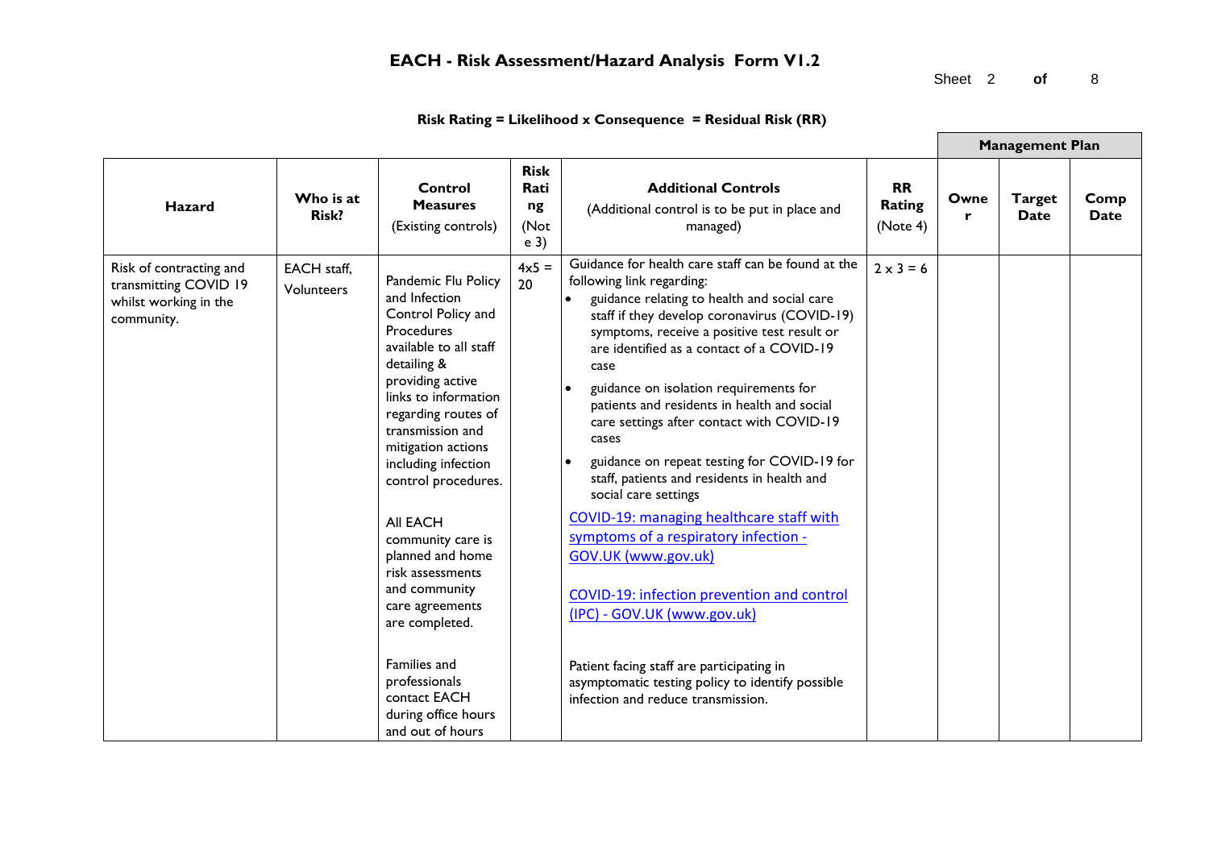# EACH - Risk Assessment/Hazard Analysis Form V1.2

**Risk Rating = Likelihood x Consequence = Residual Risk (RR)**

| Hazard | Who is at Risk? | Control Measures (Existing controls) | Risk Rating (Note 3) | Additional Controls (Additional control is to be put in place and managed) | RR Rating (Note 4) | Management Plan | | |
|---|---|---|---|---|---|---|---|---|
| | | | | | | **Owner** | **Target Date** | **Comp Date** |
| Risk of contracting and transmitting COVID 19 whilst working in the community. | EACH staff, Volunteers | Pandemic Flu Policy and Infection Control Policy and Procedures available to all staff detailing & providing active links to information regarding routes of transmission and mitigation actions including infection control procedures.<br><br>All EACH community care is planned and home risk assessments and community care agreements are completed.<br><br>Families and professionals contact EACH during office hours and out of hours | 4x5 = 20 | Guidance for health care staff can be found at the following link regarding:<br>• guidance relating to health and social care staff if they develop coronavirus (COVID-19) symptoms, receive a positive test result or are identified as a contact of a COVID-19 case<br>• guidance on isolation requirements for patients and residents in health and social care settings after contact with COVID-19 cases<br>• guidance on repeat testing for COVID-19 for staff, patients and residents in health and social care settings<br><br>COVID-19: managing healthcare staff with symptoms of a respiratory infection - GOV.UK (www.gov.uk)<br><br>COVID-19: infection prevention and control (IPC) - GOV.UK (www.gov.uk)<br><br>Patient facing staff are participating in asymptomatic testing policy to identify possible infection and reduce transmission. | 2 x 3 = 6 | | | |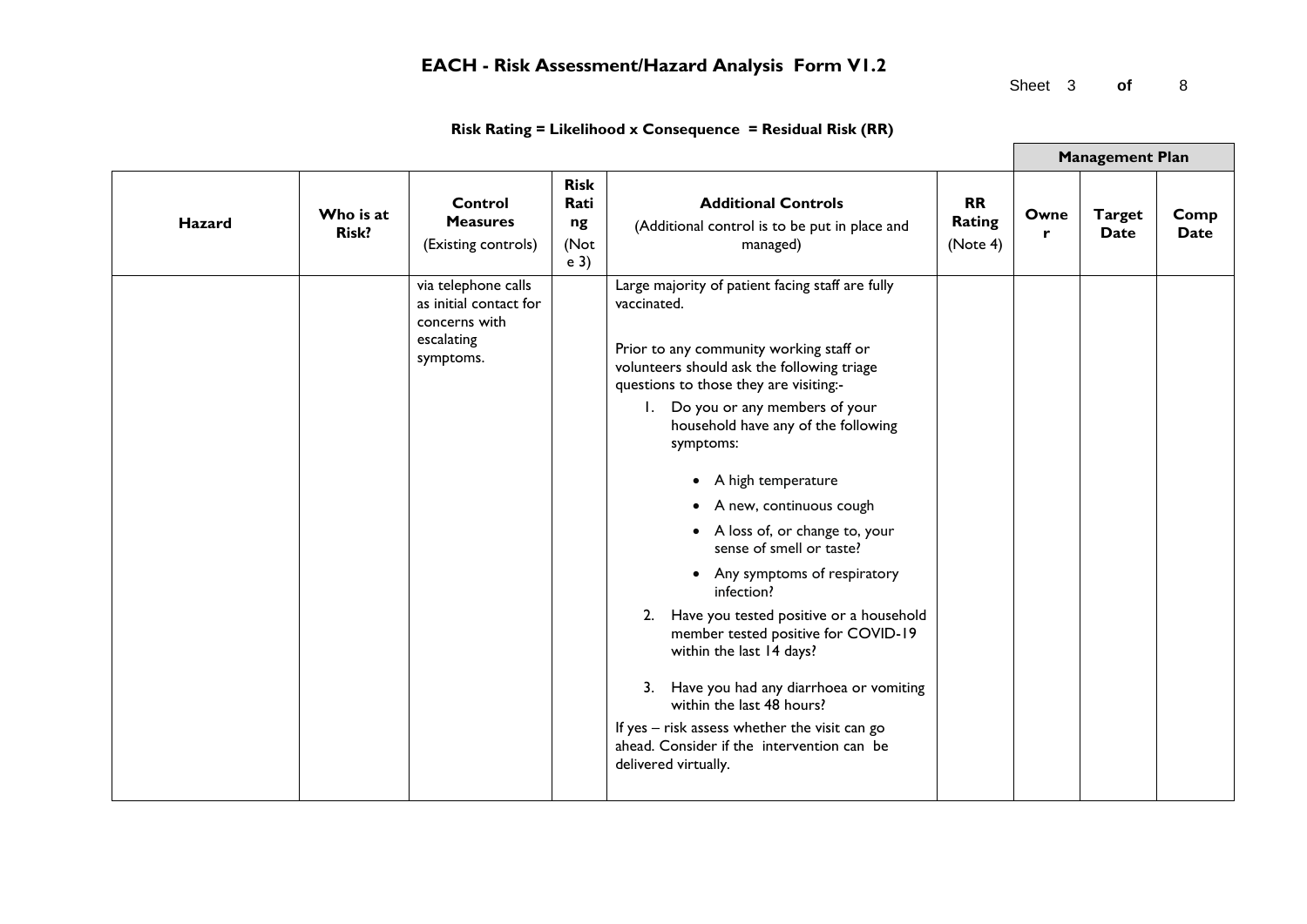## EACH - Risk Assessment/Hazard Analysis Form V1.2

**Risk Rating = Likelihood x Consequence = Residual Risk (RR)**

| Hazard | Who is at Risk? | Control Measures (Existing controls) | Risk Rating (Note 3) | Additional Controls (Additional control is to be put in place and managed) | RR Rating (Note 4) | Management Plan: Owner | Management Plan: Target Date | Management Plan: Comp Date |
|---|---|---|---|---|---|---|---|---|
| | | via telephone calls as initial contact for concerns with escalating symptoms. | | Large majority of patient facing staff are fully vaccinated.<br><br>Prior to any community working staff or volunteers should ask the following triage questions to those they are visiting:-<br>1. Do you or any members of your household have any of the following symptoms:<br>• A high temperature<br>• A new, continuous cough<br>• A loss of, or change to, your sense of smell or taste?<br>• Any symptoms of respiratory infection?<br>2. Have you tested positive or a household member tested positive for COVID-19 within the last 14 days?<br>3. Have you had any diarrhoea or vomiting within the last 48 hours?<br>If yes – risk assess whether the visit can go ahead. Consider if the intervention can be delivered virtually. | | | | |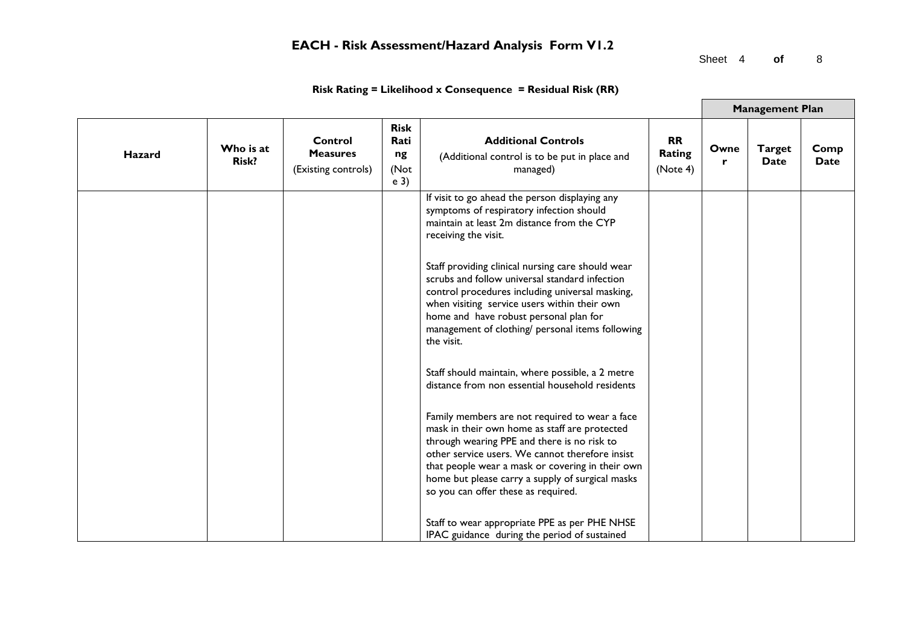## EACH - Risk Assessment/Hazard Analysis Form V1.2

**Risk Rating = Likelihood x Consequence = Residual Risk (RR)**

| Hazard | Who is at Risk? | Control Measures (Existing controls) | Risk Rating (Note 3) | Additional Controls (Additional control is to be put in place and managed) | RR Rating (Note 4) | Management Plan | | |
|---|---|---|---|---|---|---|---|---|
| | | | | | | Owner | Target Date | Comp Date |
| | | | | If visit to go ahead the person displaying any symptoms of respiratory infection should maintain at least 2m distance from the CYP receiving the visit.<br><br>Staff providing clinical nursing care should wear scrubs and follow universal standard infection control procedures including universal masking, when visiting service users within their own home and have robust personal plan for management of clothing/ personal items following the visit.<br><br>Staff should maintain, where possible, a 2 metre distance from non essential household residents<br><br>Family members are not required to wear a face mask in their own home as staff are protected through wearing PPE and there is no risk to other service users. We cannot therefore insist that people wear a mask or covering in their own home but please carry a supply of surgical masks so you can offer these as required.<br><br>Staff to wear appropriate PPE as per PHE NHSE IPAC guidance during the period of sustained | | | | |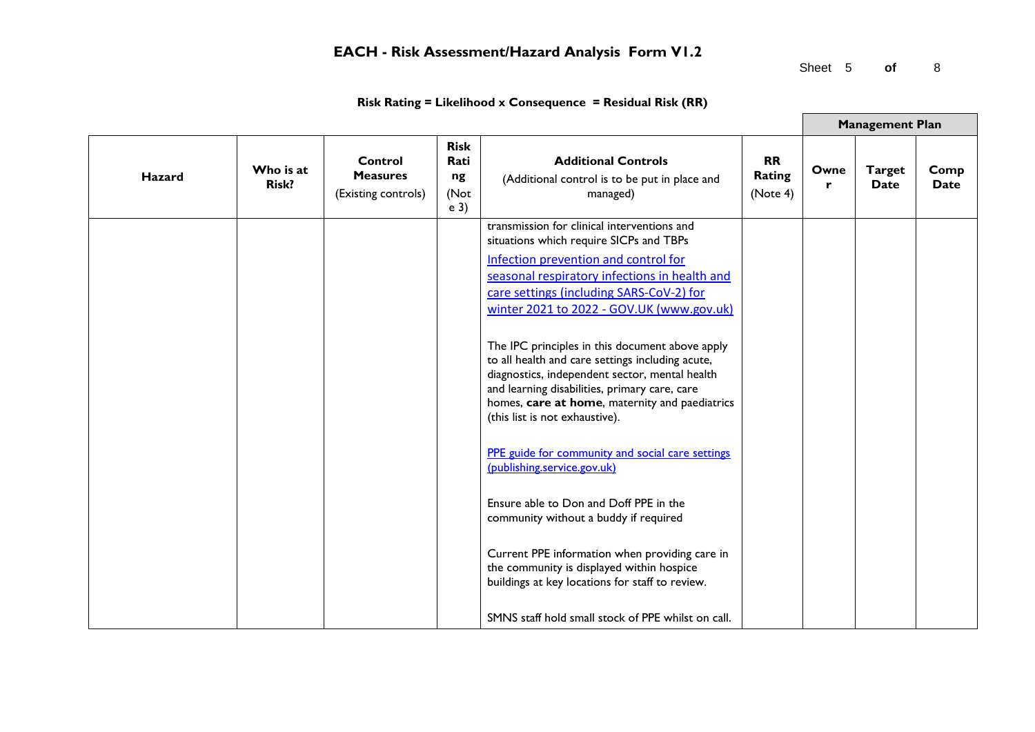# EACH - Risk Assessment/Hazard Analysis Form V1.2

**Risk Rating = Likelihood x Consequence = Residual Risk (RR)**

| Hazard | Who is at Risk? | Control Measures (Existing controls) | Risk Rating (Note 3) | Additional Controls (Additional control is to be put in place and managed) | RR Rating (Note 4) | Management Plan | | |
|---|---|---|---|---|---|---|---|---|
| | | | | | | **Owner** | **Target Date** | **Comp Date** |
| | | | | transmission for clinical interventions and situations which require SICPs and TBPs<br><br>[Infection prevention and control for seasonal respiratory infections in health and care settings (including SARS-CoV-2) for winter 2021 to 2022 - GOV.UK (www.gov.uk)]<br><br>The IPC principles in this document above apply to all health and care settings including acute, diagnostics, independent sector, mental health and learning disabilities, primary care, care homes, **care at home**, maternity and paediatrics (this list is not exhaustive).<br><br>[PPE guide for community and social care settings (publishing.service.gov.uk)]<br><br>Ensure able to Don and Doff PPE in the community without a buddy if required<br><br>Current PPE information when providing care in the community is displayed within hospice buildings at key locations for staff to review.<br><br>SMNS staff hold small stock of PPE whilst on call. | | | | |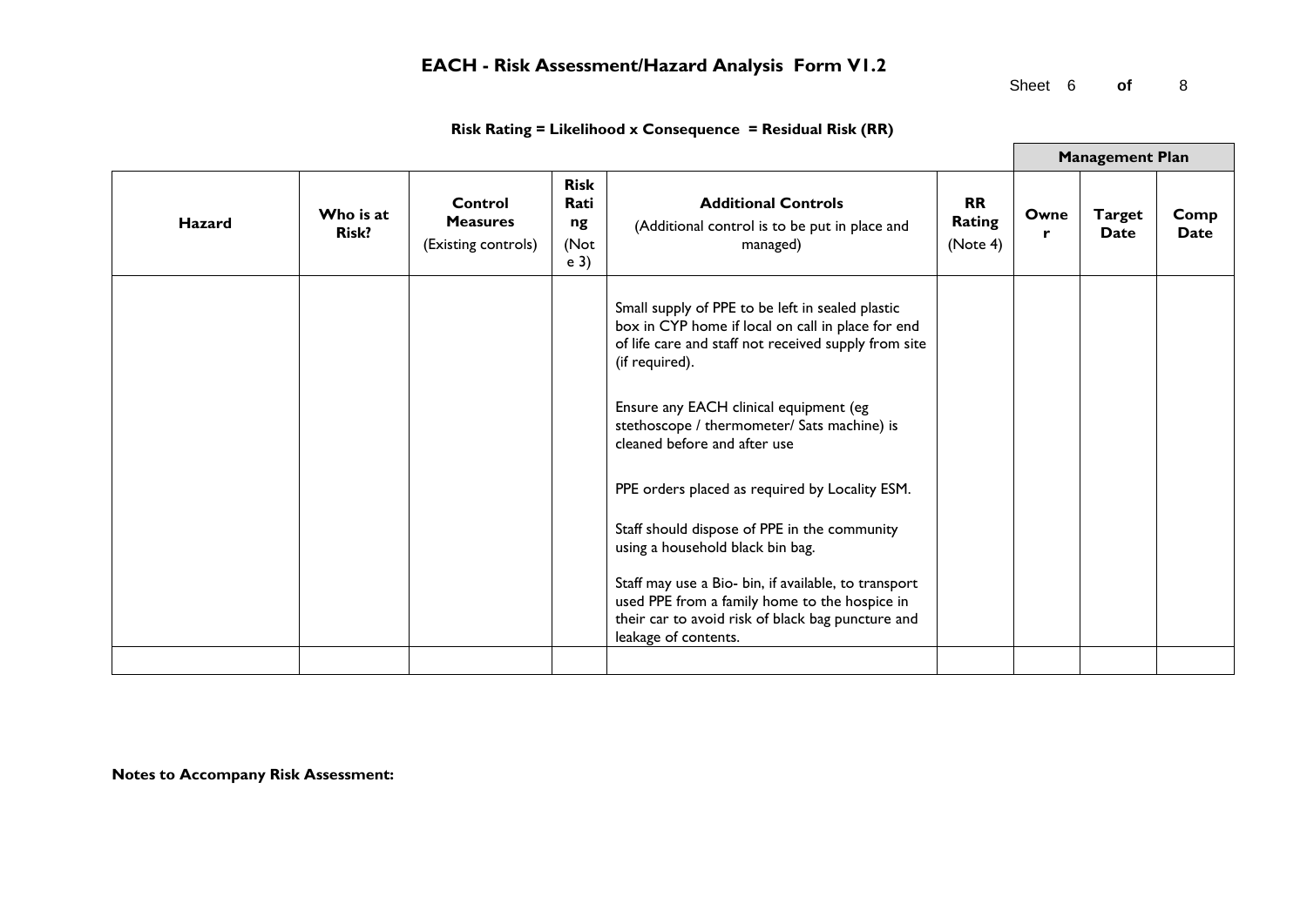# EACH - Risk Assessment/Hazard Analysis Form V1.2

**Risk Rating = Likelihood x Consequence = Residual Risk (RR)**

| Hazard | Who is at Risk? | Control Measures (Existing controls) | Risk Rating (Note 3) | Additional Controls (Additional control is to be put in place and managed) | RR Rating (Note 4) | Management Plan | | |
|---|---|---|---|---|---|---|---|---|
| | | | | | | Owner | Target Date | Comp Date |
| | | | | Small supply of PPE to be left in sealed plastic box in CYP home if local on call in place for end of life care and staff not received supply from site (if required).<br><br>Ensure any EACH clinical equipment (eg stethoscope / thermometer/ Sats machine) is cleaned before and after use<br><br>PPE orders placed as required by Locality ESM.<br><br>Staff should dispose of PPE in the community using a household black bin bag.<br><br>Staff may use a Bio- bin, if available, to transport used PPE from a family home to the hospice in their car to avoid risk of black bag puncture and leakage of contents. | | | | |
| | | | | | | | | |

**Notes to Accompany Risk Assessment:**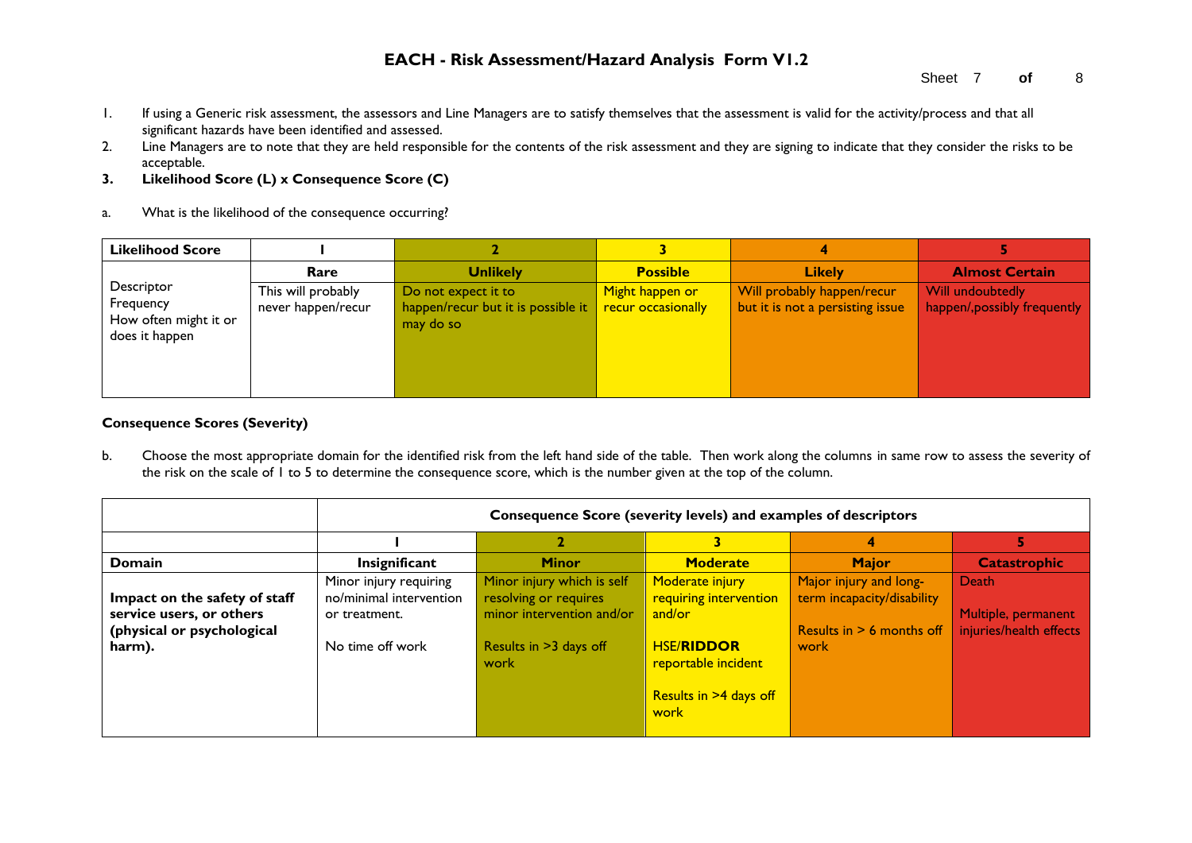# EACH - Risk Assessment/Hazard Analysis Form V1.2

1. If using a Generic risk assessment, the assessors and Line Managers are to satisfy themselves that the assessment is valid for the activity/process and that all significant hazards have been identified and assessed.
2. Line Managers are to note that they are held responsible for the contents of the risk assessment and they are signing to indicate that they consider the risks to be acceptable.
3. **Likelihood Score (L) x Consequence Score (C)**

a. What is the likelihood of the consequence occurring?

| **Likelihood Score** | **1** | **2** | **3** | **4** | **5** |
|---|---|---|---|---|---|
| Descriptor<br>Frequency<br>How often might it or does it happen | **Rare** | **Unlikely** | **Possible** | **Likely** | **Almost Certain** |
| | This will probably never happen/recur | Do not expect it to happen/recur but it is possible it may do so | Might happen or recur occasionally | Will probably happen/recur but it is not a persisting issue | Will undoubtedly happen/,possibly frequently |

**Consequence Scores (Severity)**

b. Choose the most appropriate domain for the identified risk from the left hand side of the table. Then work along the columns in same row to assess the severity of the risk on the scale of 1 to 5 to determine the consequence score, which is the number given at the top of the column.

| | **Consequence Score (severity levels) and examples of descriptors** | | | | |
|---|---|---|---|---|---|
| | **1** | **2** | **3** | **4** | **5** |
| **Domain** | **Insignificant** | **Minor** | **Moderate** | **Major** | **Catastrophic** |
| **Impact on the safety of staff service users, or others (physical or psychological harm).** | Minor injury requiring no/minimal intervention or treatment.<br><br>No time off work | Minor injury which is self resolving or requires minor intervention and/or<br><br>Results in >3 days off work | Moderate injury requiring intervention and/or<br><br>HSE/**RIDDOR** reportable incident<br><br>Results in >4 days off work | Major injury and long-term incapacity/disability<br><br>Results in > 6 months off work | Death<br><br>Multiple, permanent injuries/health effects |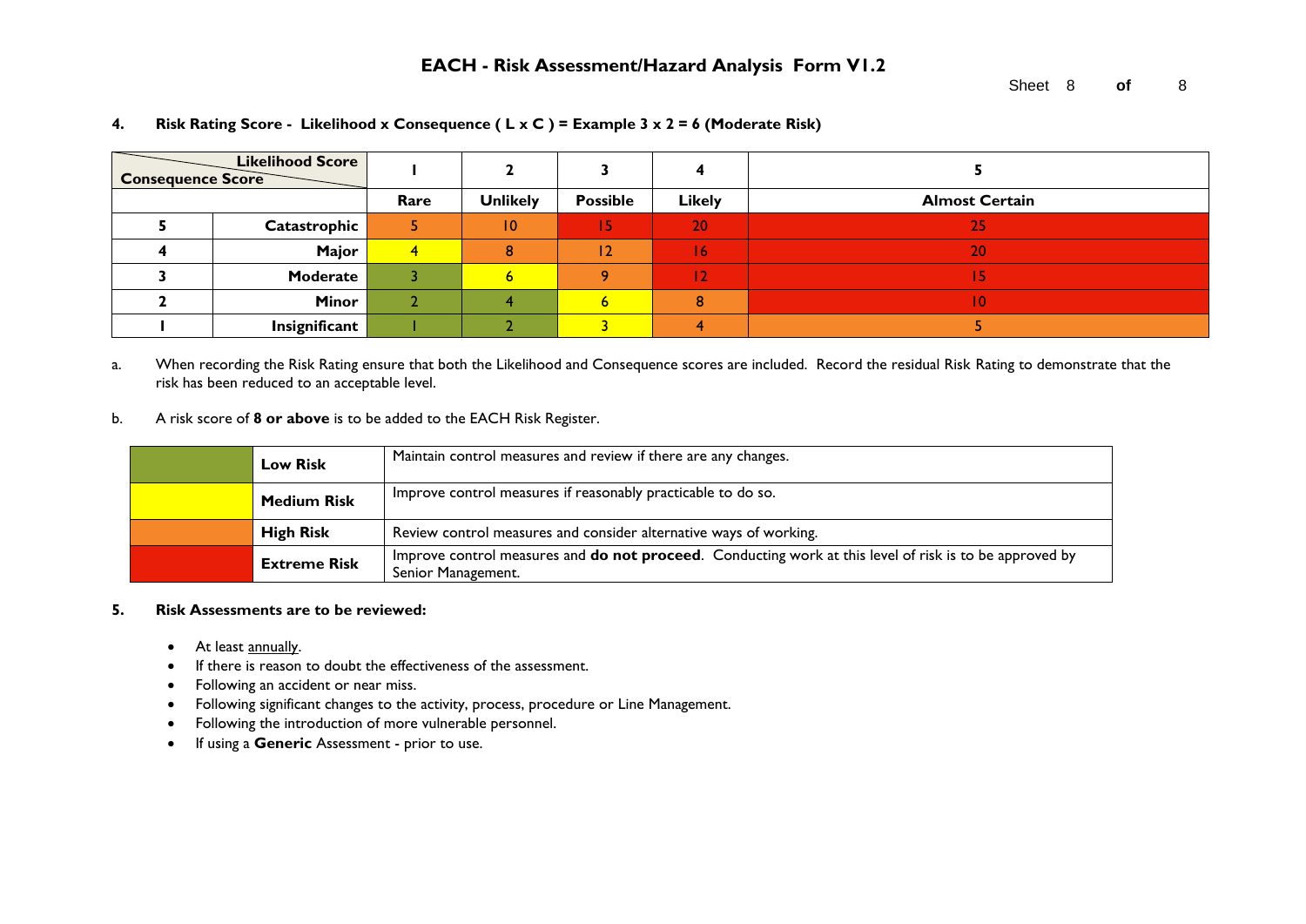**EACH - Risk Assessment/Hazard Analysis Form V1.2**

**4. Risk Rating Score - Likelihood x Consequence ( L x C ) = Example 3 x 2 = 6 (Moderate Risk)**

| Consequence Score / Likelihood Score | | 1 | 2 | 3 | 4 | 5 |
|---|---|---|---|---|---|---|
| | | Rare | Unlikely | Possible | Likely | Almost Certain |
| 5 | Catastrophic | 5 | 10 | 15 | 20 | 25 |
| 4 | Major | 4 | 8 | 12 | 16 | 20 |
| 3 | Moderate | 3 | 6 | 9 | 12 | 15 |
| 2 | Minor | 2 | 4 | 6 | 8 | 10 |
| 1 | Insignificant | 1 | 2 | 3 | 4 | 5 |

a. When recording the Risk Rating ensure that both the Likelihood and Consequence scores are included. Record the residual Risk Rating to demonstrate that the risk has been reduced to an acceptable level.

b. A risk score of **8 or above** is to be added to the EACH Risk Register.

| | | |
|---|---|---|
| (Green) | **Low Risk** | Maintain control measures and review if there are any changes. |
| (Yellow) | **Medium Risk** | Improve control measures if reasonably practicable to do so. |
| (Orange) | **High Risk** | Review control measures and consider alternative ways of working. |
| (Red) | **Extreme Risk** | Improve control measures and **do not proceed**. Conducting work at this level of risk is to be approved by Senior Management. |

**5. Risk Assessments are to be reviewed:**

- At least annually.
- If there is reason to doubt the effectiveness of the assessment.
- Following an accident or near miss.
- Following significant changes to the activity, process, procedure or Line Management.
- Following the introduction of more vulnerable personnel.
- If using a **Generic** Assessment - prior to use.